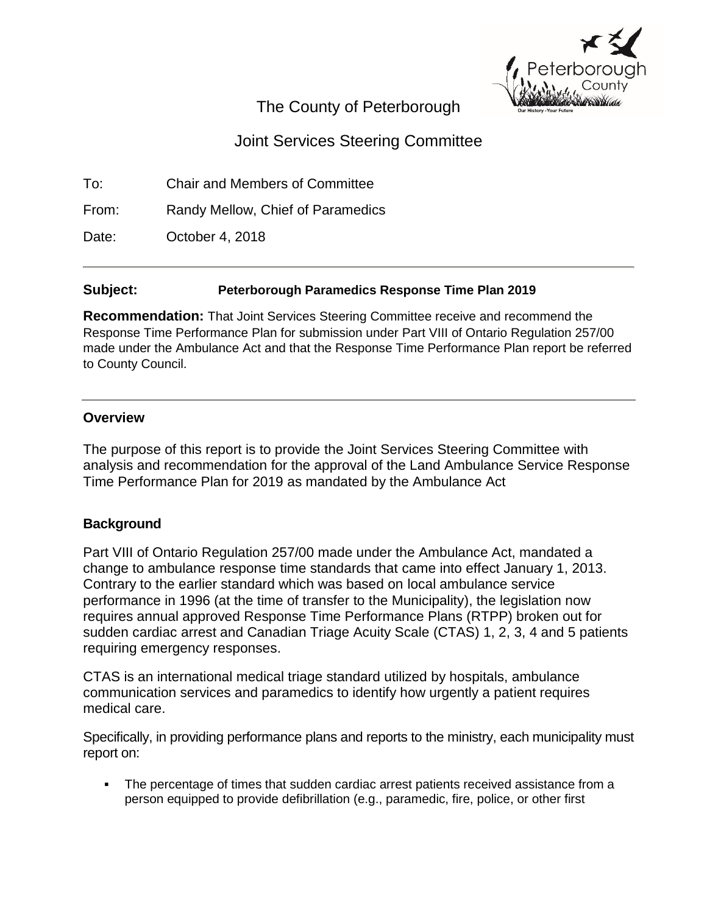# The County of Peterborough

## Joint Services Steering Committee

To: Chair and Members of Committee

From: Randy Mellow, Chief of Paramedics

Date: October 4, 2018

---

**Subject: Peterborough Paramedics Response Time Plan 2019**

**Recommendation:** That Joint Services Steering Committee receive and recommend the Response Time Performance Plan for submission under Part VIII of Ontario Regulation 257/00 made under the Ambulance Act and that the Response Time Performance Plan report be referred to County Council.

---

### Overview

The purpose of this report is to provide the Joint Services Steering Committee with analysis and recommendation for the approval of the Land Ambulance Service Response Time Performance Plan for 2019 as mandated by the Ambulance Act

### Background

Part VIII of Ontario Regulation 257/00 made under the Ambulance Act, mandated a change to ambulance response time standards that came into effect January 1, 2013. Contrary to the earlier standard which was based on local ambulance service performance in 1996 (at the time of transfer to the Municipality), the legislation now requires annual approved Response Time Performance Plans (RTPP) broken out for sudden cardiac arrest and Canadian Triage Acuity Scale (CTAS) 1, 2, 3, 4 and 5 patients requiring emergency responses.

CTAS is an international medical triage standard utilized by hospitals, ambulance communication services and paramedics to identify how urgently a patient requires medical care.

Specifically, in providing performance plans and reports to the ministry, each municipality must report on:

- The percentage of times that sudden cardiac arrest patients received assistance from a person equipped to provide defibrillation (e.g., paramedic, fire, police, or other first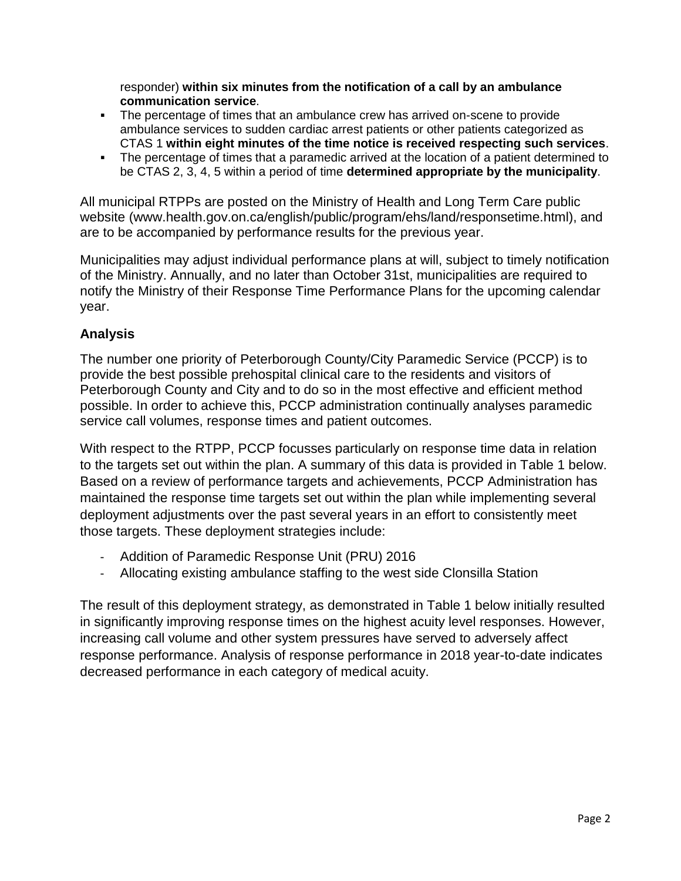responder) **within six minutes from the notification of a call by an ambulance communication service**.

- The percentage of times that an ambulance crew has arrived on-scene to provide ambulance services to sudden cardiac arrest patients or other patients categorized as CTAS 1 **within eight minutes of the time notice is received respecting such services**.
- The percentage of times that a paramedic arrived at the location of a patient determined to be CTAS 2, 3, 4, 5 within a period of time **determined appropriate by the municipality**.

All municipal RTPPs are posted on the Ministry of Health and Long Term Care public website (www.health.gov.on.ca/english/public/program/ehs/land/responsetime.html), and are to be accompanied by performance results for the previous year.

Municipalities may adjust individual performance plans at will, subject to timely notification of the Ministry. Annually, and no later than October 31st, municipalities are required to notify the Ministry of their Response Time Performance Plans for the upcoming calendar year.

## Analysis

The number one priority of Peterborough County/City Paramedic Service (PCCP) is to provide the best possible prehospital clinical care to the residents and visitors of Peterborough County and City and to do so in the most effective and efficient method possible. In order to achieve this, PCCP administration continually analyses paramedic service call volumes, response times and patient outcomes.

With respect to the RTPP, PCCP focusses particularly on response time data in relation to the targets set out within the plan. A summary of this data is provided in Table 1 below. Based on a review of performance targets and achievements, PCCP Administration has maintained the response time targets set out within the plan while implementing several deployment adjustments over the past several years in an effort to consistently meet those targets. These deployment strategies include:

- Addition of Paramedic Response Unit (PRU) 2016
- Allocating existing ambulance staffing to the west side Clonsilla Station

The result of this deployment strategy, as demonstrated in Table 1 below initially resulted in significantly improving response times on the highest acuity level responses. However, increasing call volume and other system pressures have served to adversely affect response performance. Analysis of response performance in 2018 year-to-date indicates decreased performance in each category of medical acuity.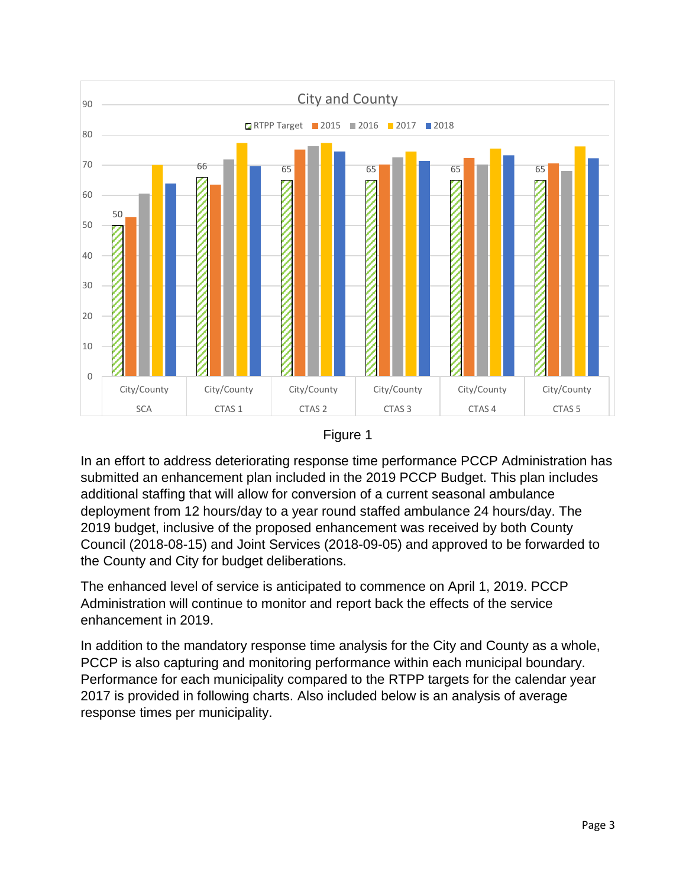Figure 1

In an effort to address deteriorating response time performance PCCP Administration has submitted an enhancement plan included in the 2019 PCCP Budget. This plan includes additional staffing that will allow for conversion of a current seasonal ambulance deployment from 12 hours/day to a year round staffed ambulance 24 hours/day. The 2019 budget, inclusive of the proposed enhancement was received by both County Council (2018-08-15) and Joint Services (2018-09-05) and approved to be forwarded to the County and City for budget deliberations.

The enhanced level of service is anticipated to commence on April 1, 2019. PCCP Administration will continue to monitor and report back the effects of the service enhancement in 2019.

In addition to the mandatory response time analysis for the City and County as a whole, PCCP is also capturing and monitoring performance within each municipal boundary. Performance for each municipality compared to the RTPP targets for the calendar year 2017 is provided in following charts. Also included below is an analysis of average response times per municipality.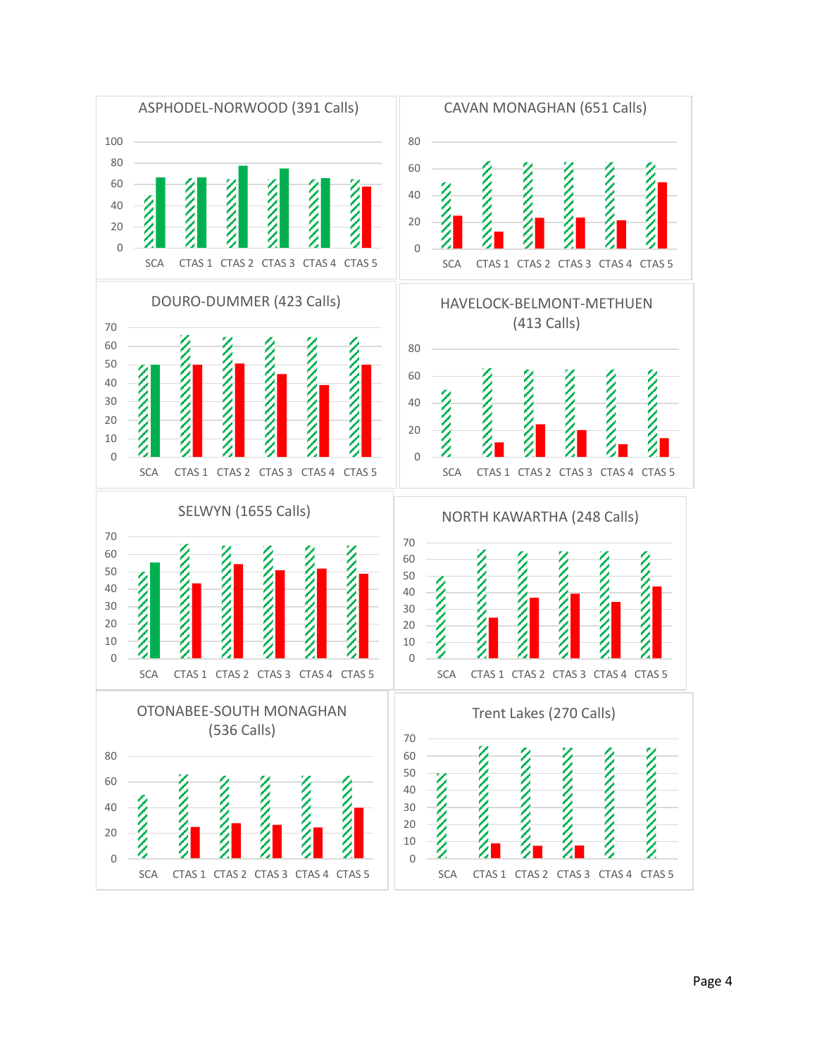## ASPHODEL-NORWOOD (391 Calls)

SCA, CTAS 1, CTAS 2, CTAS 3, CTAS 4, CTAS 5

## CAVAN MONAGHAN (651 Calls)

SCA, CTAS 1, CTAS 2, CTAS 3, CTAS 4, CTAS 5

## DOURO-DUMMER (423 Calls)

SCA, CTAS 1, CTAS 2, CTAS 3, CTAS 4, CTAS 5

## HAVELOCK-BELMONT-METHUEN (413 Calls)

SCA, CTAS 1, CTAS 2, CTAS 3, CTAS 4, CTAS 5

## SELWYN (1655 Calls)

SCA, CTAS 1, CTAS 2, CTAS 3, CTAS 4, CTAS 5

## NORTH KAWARTHA (248 Calls)

SCA, CTAS 1, CTAS 2, CTAS 3, CTAS 4, CTAS 5

## OTONABEE-SOUTH MONAGHAN (536 Calls)

SCA, CTAS 1, CTAS 2, CTAS 3, CTAS 4, CTAS 5

## Trent Lakes (270 Calls)

SCA, CTAS 1, CTAS 2, CTAS 3, CTAS 4, CTAS 5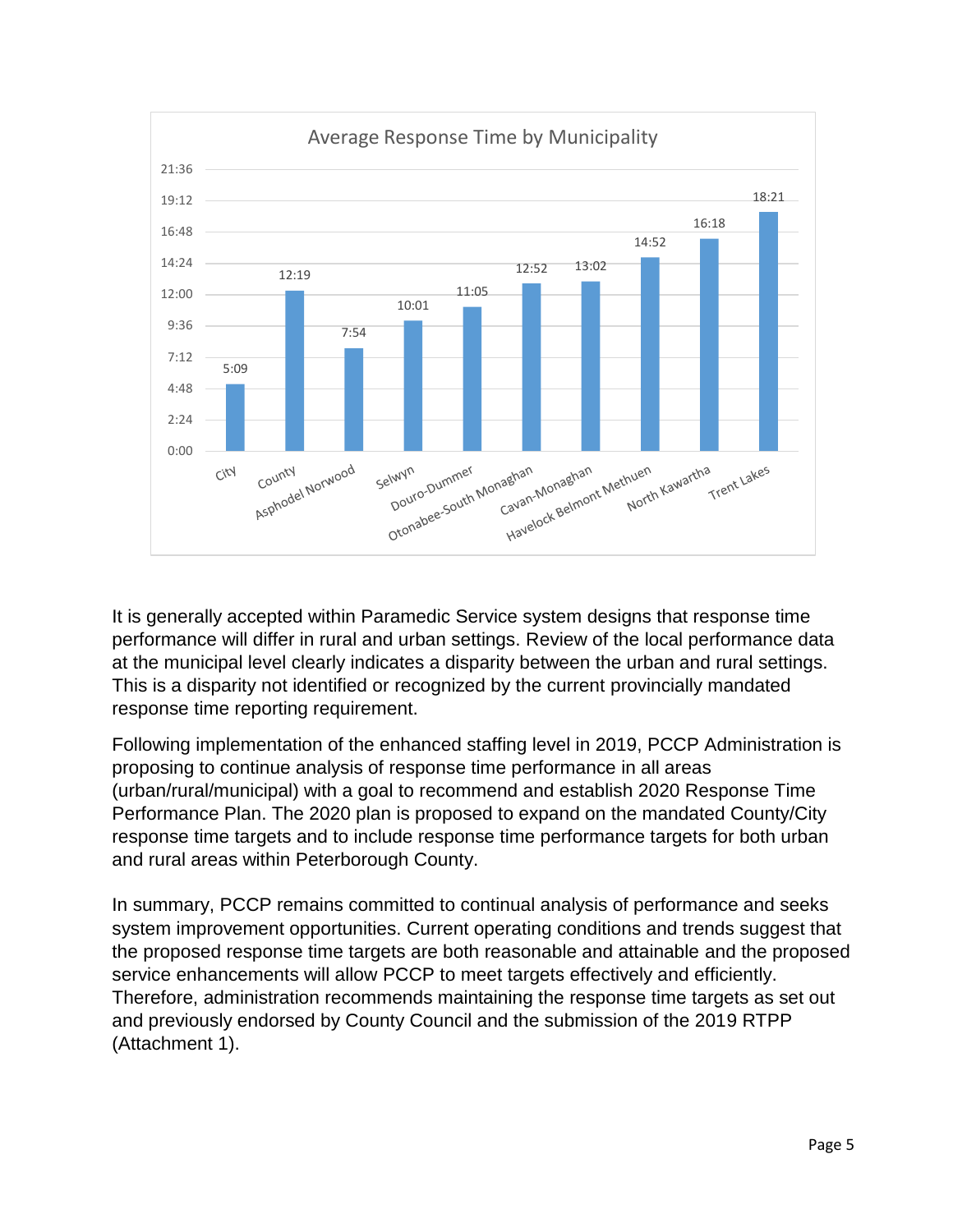**Average Response Time by Municipality**

| Municipality | Average Response Time |
|---|---|
| City | 5:09 |
| County | 12:19 |
| Asphodel Norwood | 7:54 |
| Selwyn | 10:01 |
| Douro-Dummer | 11:05 |
| Otonabee-South Monaghan | 12:52 |
| Cavan-Monaghan | 13:02 |
| Havelock Belmont Methuen | 14:52 |
| North Kawartha | 16:18 |
| Trent Lakes | 18:21 |

It is generally accepted within Paramedic Service system designs that response time performance will differ in rural and urban settings. Review of the local performance data at the municipal level clearly indicates a disparity between the urban and rural settings. This is a disparity not identified or recognized by the current provincially mandated response time reporting requirement.

Following implementation of the enhanced staffing level in 2019, PCCP Administration is proposing to continue analysis of response time performance in all areas (urban/rural/municipal) with a goal to recommend and establish 2020 Response Time Performance Plan. The 2020 plan is proposed to expand on the mandated County/City response time targets and to include response time performance targets for both urban and rural areas within Peterborough County.

In summary, PCCP remains committed to continual analysis of performance and seeks system improvement opportunities. Current operating conditions and trends suggest that the proposed response time targets are both reasonable and attainable and the proposed service enhancements will allow PCCP to meet targets effectively and efficiently. Therefore, administration recommends maintaining the response time targets as set out and previously endorsed by County Council and the submission of the 2019 RTPP (Attachment 1).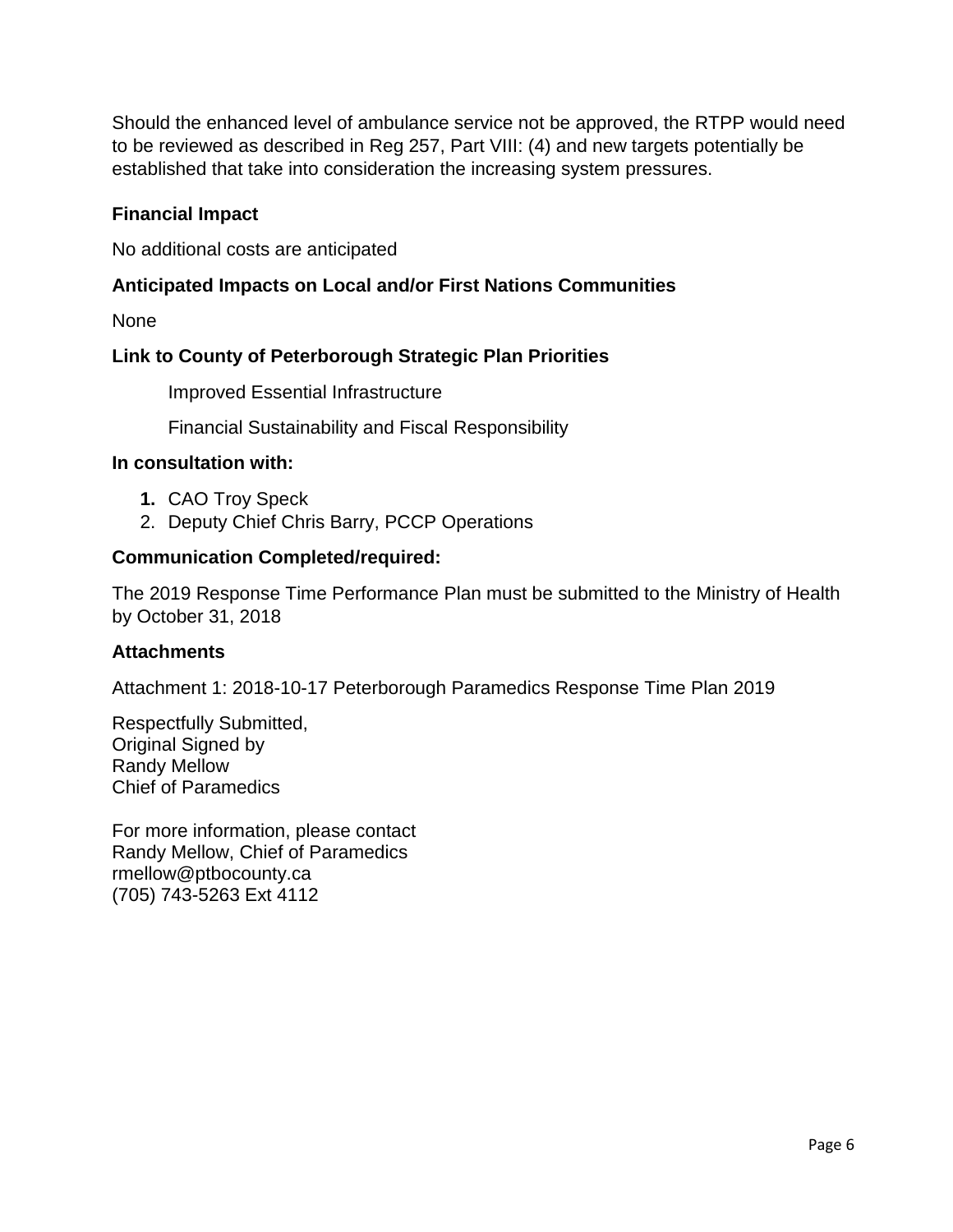Should the enhanced level of ambulance service not be approved, the RTPP would need to be reviewed as described in Reg 257, Part VIII: (4) and new targets potentially be established that take into consideration the increasing system pressures.

**Financial Impact**

No additional costs are anticipated

**Anticipated Impacts on Local and/or First Nations Communities**

None

**Link to County of Peterborough Strategic Plan Priorities**

Improved Essential Infrastructure

Financial Sustainability and Fiscal Responsibility

**In consultation with:**

1. CAO Troy Speck
2. Deputy Chief Chris Barry, PCCP Operations

**Communication Completed/required:**

The 2019 Response Time Performance Plan must be submitted to the Ministry of Health by October 31, 2018

**Attachments**

Attachment 1: 2018-10-17 Peterborough Paramedics Response Time Plan 2019

Respectfully Submitted,
Original Signed by
Randy Mellow
Chief of Paramedics

For more information, please contact
Randy Mellow, Chief of Paramedics
rmellow@ptbocounty.ca
(705) 743-5263 Ext 4112